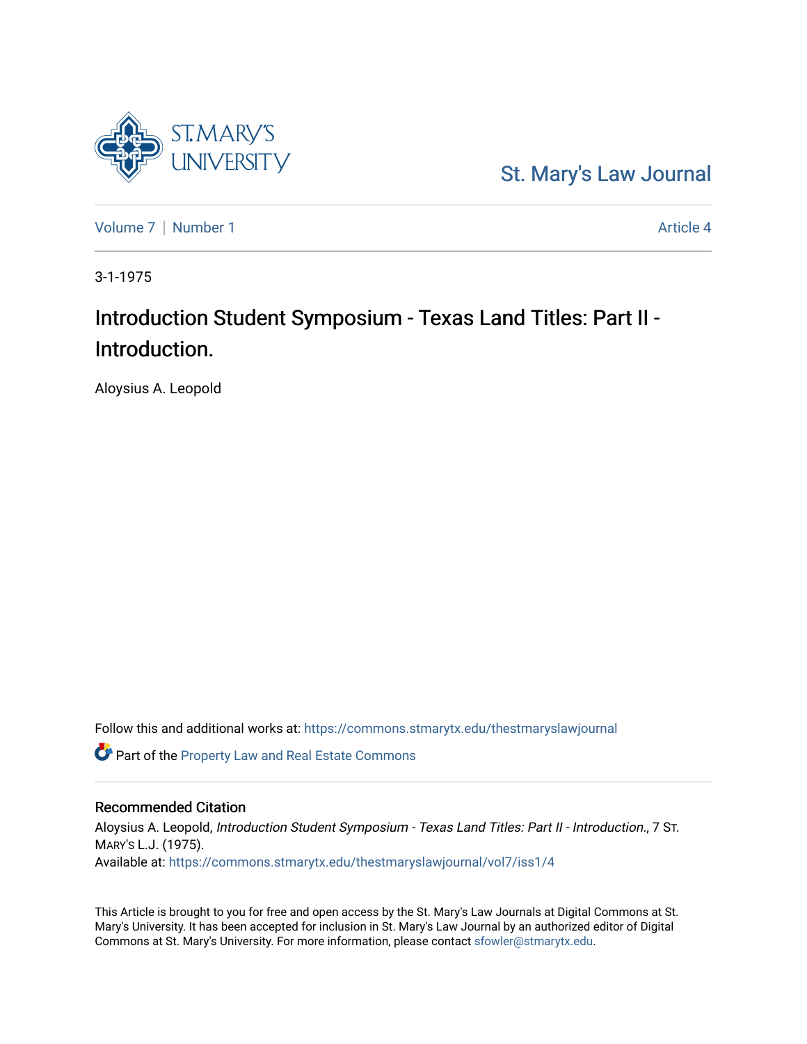St. Mary's Law Journal

Volume 7 | Number 1 Article 4

3-1-1975

# Introduction Student Symposium - Texas Land Titles: Part II - Introduction.

Aloysius A. Leopold

Follow this and additional works at: https://commons.stmarytx.edu/thestmaryslawjournal

Part of the Property Law and Real Estate Commons

## Recommended Citation

Aloysius A. Leopold, *Introduction Student Symposium - Texas Land Titles: Part II - Introduction.*, 7 St. Mary's L.J. (1975).
Available at: https://commons.stmarytx.edu/thestmaryslawjournal/vol7/iss1/4

This Article is brought to you for free and open access by the St. Mary's Law Journals at Digital Commons at St. Mary's University. It has been accepted for inclusion in St. Mary's Law Journal by an authorized editor of Digital Commons at St. Mary's University. For more information, please contact sfowler@stmarytx.edu.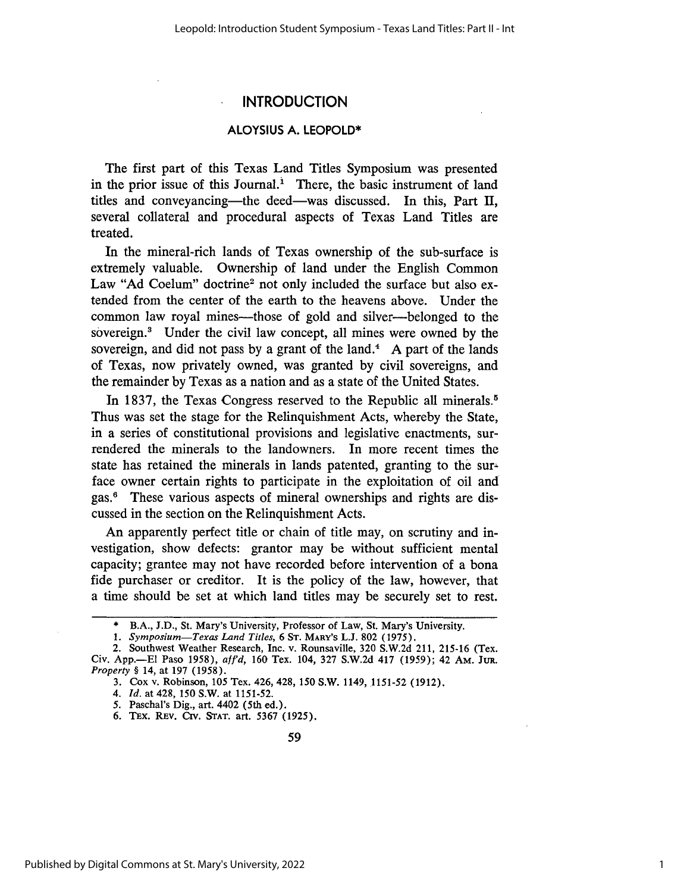# INTRODUCTION

## ALOYSIUS A. LEOPOLD*

The first part of this Texas Land Titles Symposium was presented in the prior issue of this Journal.[1] There, the basic instrument of land titles and conveyancing—the deed—was discussed. In this, Part II, several collateral and procedural aspects of Texas Land Titles are treated.

In the mineral-rich lands of Texas ownership of the sub-surface is extremely valuable. Ownership of land under the English Common Law "Ad Coelum" doctrine[2] not only included the surface but also extended from the center of the earth to the heavens above. Under the common law royal mines—those of gold and silver—belonged to the sovereign.[3] Under the civil law concept, all mines were owned by the sovereign, and did not pass by a grant of the land.[4] A part of the lands of Texas, now privately owned, was granted by civil sovereigns, and the remainder by Texas as a nation and as a state of the United States.

In 1837, the Texas Congress reserved to the Republic all minerals.[5] Thus was set the stage for the Relinquishment Acts, whereby the State, in a series of constitutional provisions and legislative enactments, surrendered the minerals to the landowners. In more recent times the state has retained the minerals in lands patented, granting to the surface owner certain rights to participate in the exploitation of oil and gas.[6] These various aspects of mineral ownerships and rights are discussed in the section on the Relinquishment Acts.

An apparently perfect title or chain of title may, on scrutiny and investigation, show defects: grantor may be without sufficient mental capacity; grantee may not have recorded before intervention of a bona fide purchaser or creditor. It is the policy of the law, however, that a time should be set at which land titles may be securely set to rest.

---

\* B.A., J.D., St. Mary's University, Professor of Law, St. Mary's University.

1. *Symposium—Texas Land Titles*, 6 ST. MARY'S L.J. 802 (1975).
2. Southwest Weather Research, Inc. v. Rounsaville, 320 S.W.2d 211, 215-16 (Tex. Civ. App.—El Paso 1958), *aff'd*, 160 Tex. 104, 327 S.W.2d 417 (1959); 42 AM. JUR. *Property* § 14, at 197 (1958).
3. Cox v. Robinson, 105 Tex. 426, 428, 150 S.W. 1149, 1151-52 (1912).
4. *Id.* at 428, 150 S.W. at 1151-52.
5. Paschal's Dig., art. 4402 (5th ed.).
6. TEX. REV. CIV. STAT. art. 5367 (1925).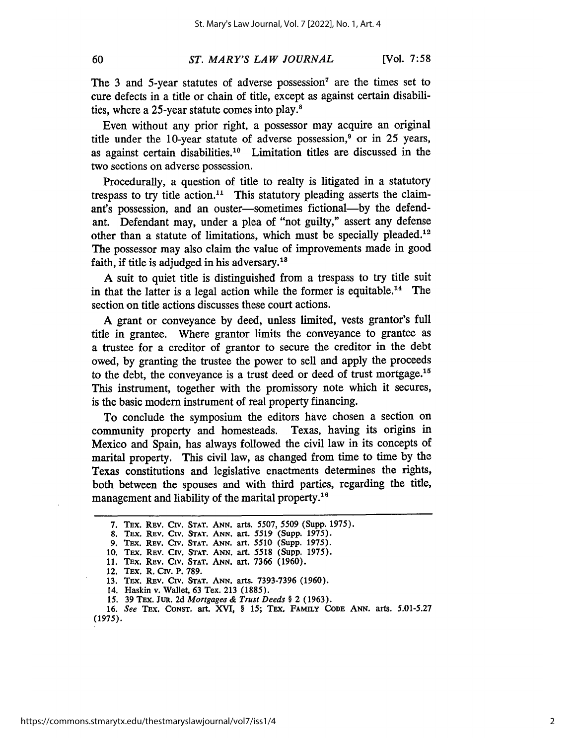The 3 and 5-year statutes of adverse possession[7] are the times set to cure defects in a title or chain of title, except as against certain disabilities, where a 25-year statute comes into play.[8]

Even without any prior right, a possessor may acquire an original title under the 10-year statute of adverse possession,[9] or in 25 years, as against certain disabilities.[10] Limitation titles are discussed in the two sections on adverse possession.

Procedurally, a question of title to realty is litigated in a statutory trespass to try title action.[11] This statutory pleading asserts the claimant's possession, and an ouster—sometimes fictional—by the defendant. Defendant may, under a plea of "not guilty," assert any defense other than a statute of limitations, which must be specially pleaded.[12] The possessor may also claim the value of improvements made in good faith, if title is adjudged in his adversary.[13]

A suit to quiet title is distinguished from a trespass to try title suit in that the latter is a legal action while the former is equitable.[14] The section on title actions discusses these court actions.

A grant or conveyance by deed, unless limited, vests grantor's full title in grantee. Where grantor limits the conveyance to grantee as a trustee for a creditor of grantor to secure the creditor in the debt owed, by granting the trustee the power to sell and apply the proceeds to the debt, the conveyance is a trust deed or deed of trust mortgage.[15] This instrument, together with the promissory note which it secures, is the basic modern instrument of real property financing.

To conclude the symposium the editors have chosen a section on community property and homesteads. Texas, having its origins in Mexico and Spain, has always followed the civil law in its concepts of marital property. This civil law, as changed from time to time by the Texas constitutions and legislative enactments determines the rights, both between the spouses and with third parties, regarding the title, management and liability of the marital property.[16]

---

7. TEX. REV. CIV. STAT. ANN. arts. 5507, 5509 (Supp. 1975).
8. TEX. REV. CIV. STAT. ANN. art. 5519 (Supp. 1975).
9. TEX. REV. CIV. STAT. ANN. art. 5510 (Supp. 1975).
10. TEX. REV. CIV. STAT. ANN. art. 5518 (Supp. 1975).
11. TEX. REV. CIV. STAT. ANN. art. 7366 (1960).
12. TEX. R. CIV. P. 789.
13. TEX. REV. CIV. STAT. ANN. arts. 7393-7396 (1960).
14. Haskin v. Wallet, 63 Tex. 213 (1885).
15. 39 TEX. JUR. 2d *Mortgages & Trust Deeds* § 2 (1963).
16. *See* TEX. CONST. art. XVI, § 15; TEX. FAMILY CODE ANN. arts. 5.01-5.27 (1975).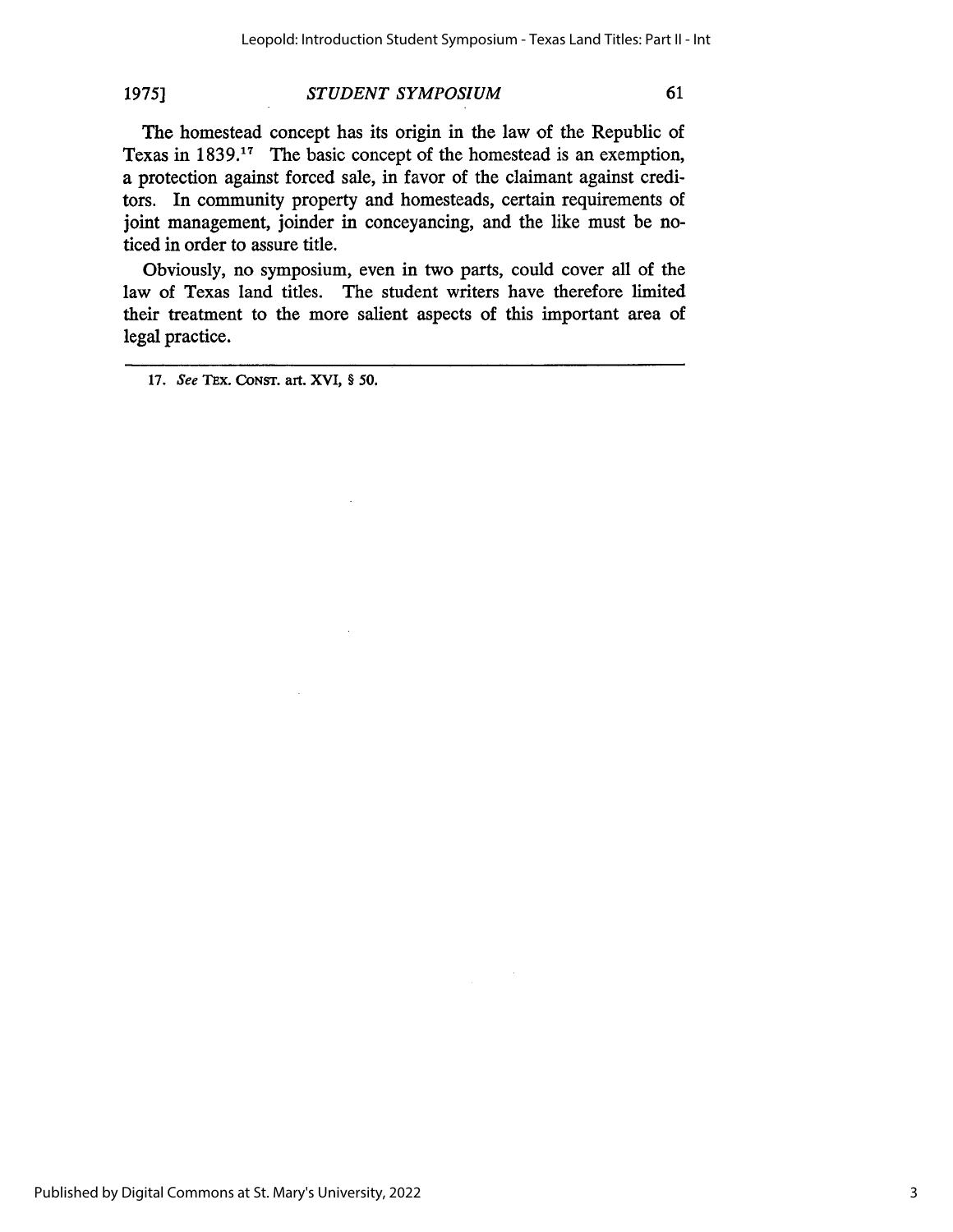The homestead concept has its origin in the law of the Republic of Texas in 1839.[17] The basic concept of the homestead is an exemption, a protection against forced sale, in favor of the claimant against creditors. In community property and homesteads, certain requirements of joint management, joinder in conceyancing, and the like must be noticed in order to assure title.

Obviously, no symposium, even in two parts, could cover all of the law of Texas land titles. The student writers have therefore limited their treatment to the more salient aspects of this important area of legal practice.

---

17. *See* TEX. CONST. art. XVI, § 50.